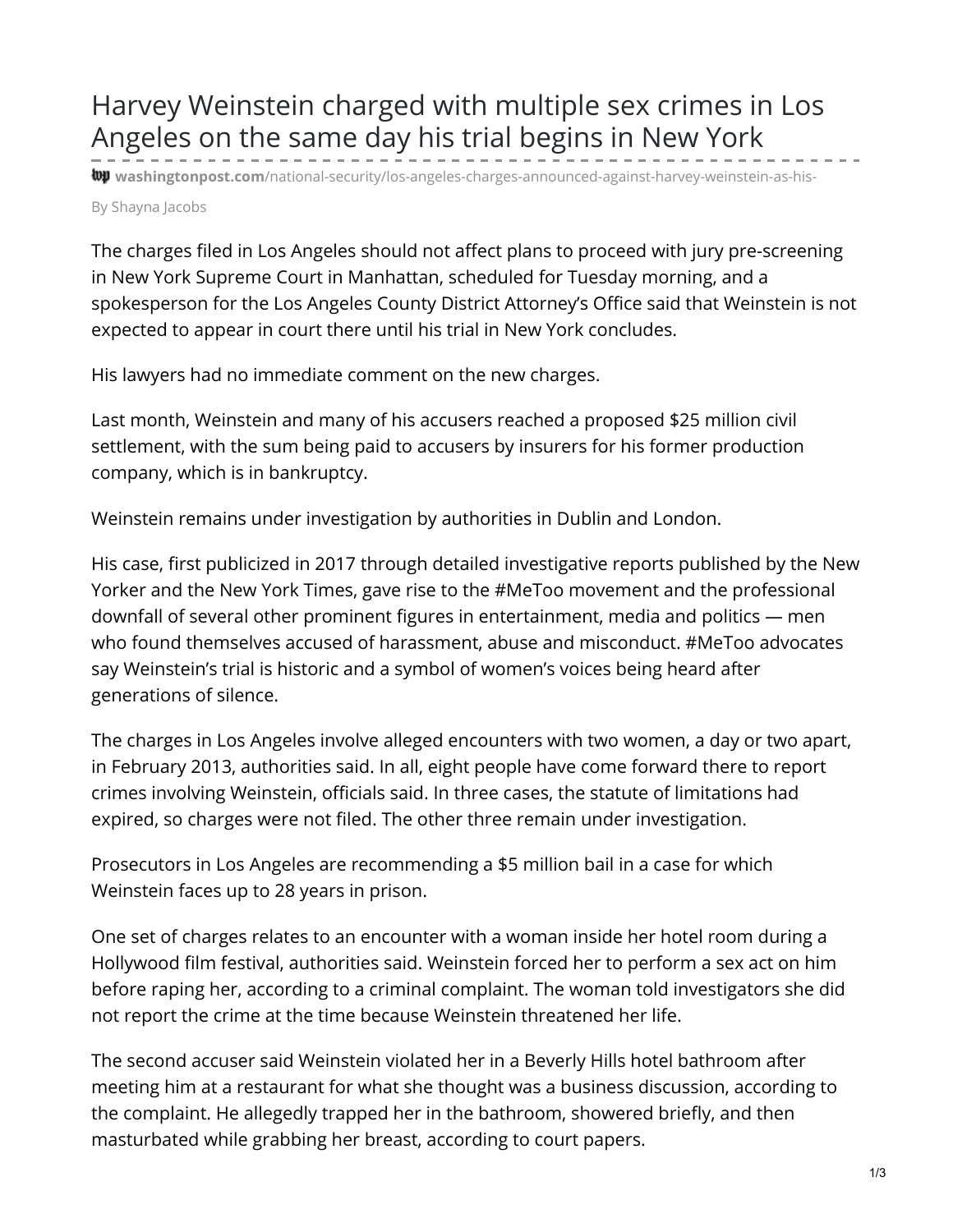# Harvey Weinstein charged with multiple sex crimes in Los Angeles on the same day his trial begins in New York

**washingtonpost.com**/national-security/los-angeles-charges-announced-against-harvey-weinstein-as-his-

By Shayna Jacobs

The charges filed in Los Angeles should not affect plans to proceed with jury pre-screening in New York Supreme Court in Manhattan, scheduled for Tuesday morning, and a spokesperson for the Los Angeles County District Attorney's Office said that Weinstein is not expected to appear in court there until his trial in New York concludes.

His lawyers had no immediate comment on the new charges.

Last month, Weinstein and many of his accusers reached a proposed $25 million civil settlement, with the sum being paid to accusers by insurers for his former production company, which is in bankruptcy.

Weinstein remains under investigation by authorities in Dublin and London.

His case, first publicized in 2017 through detailed investigative reports published by the New Yorker and the New York Times, gave rise to the #MeToo movement and the professional downfall of several other prominent figures in entertainment, media and politics — men who found themselves accused of harassment, abuse and misconduct. #MeToo advocates say Weinstein's trial is historic and a symbol of women's voices being heard after generations of silence.

The charges in Los Angeles involve alleged encounters with two women, a day or two apart, in February 2013, authorities said. In all, eight people have come forward there to report crimes involving Weinstein, officials said. In three cases, the statute of limitations had expired, so charges were not filed. The other three remain under investigation.

Prosecutors in Los Angeles are recommending a $5 million bail in a case for which Weinstein faces up to 28 years in prison.

One set of charges relates to an encounter with a woman inside her hotel room during a Hollywood film festival, authorities said. Weinstein forced her to perform a sex act on him before raping her, according to a criminal complaint. The woman told investigators she did not report the crime at the time because Weinstein threatened her life.

The second accuser said Weinstein violated her in a Beverly Hills hotel bathroom after meeting him at a restaurant for what she thought was a business discussion, according to the complaint. He allegedly trapped her in the bathroom, showered briefly, and then masturbated while grabbing her breast, according to court papers.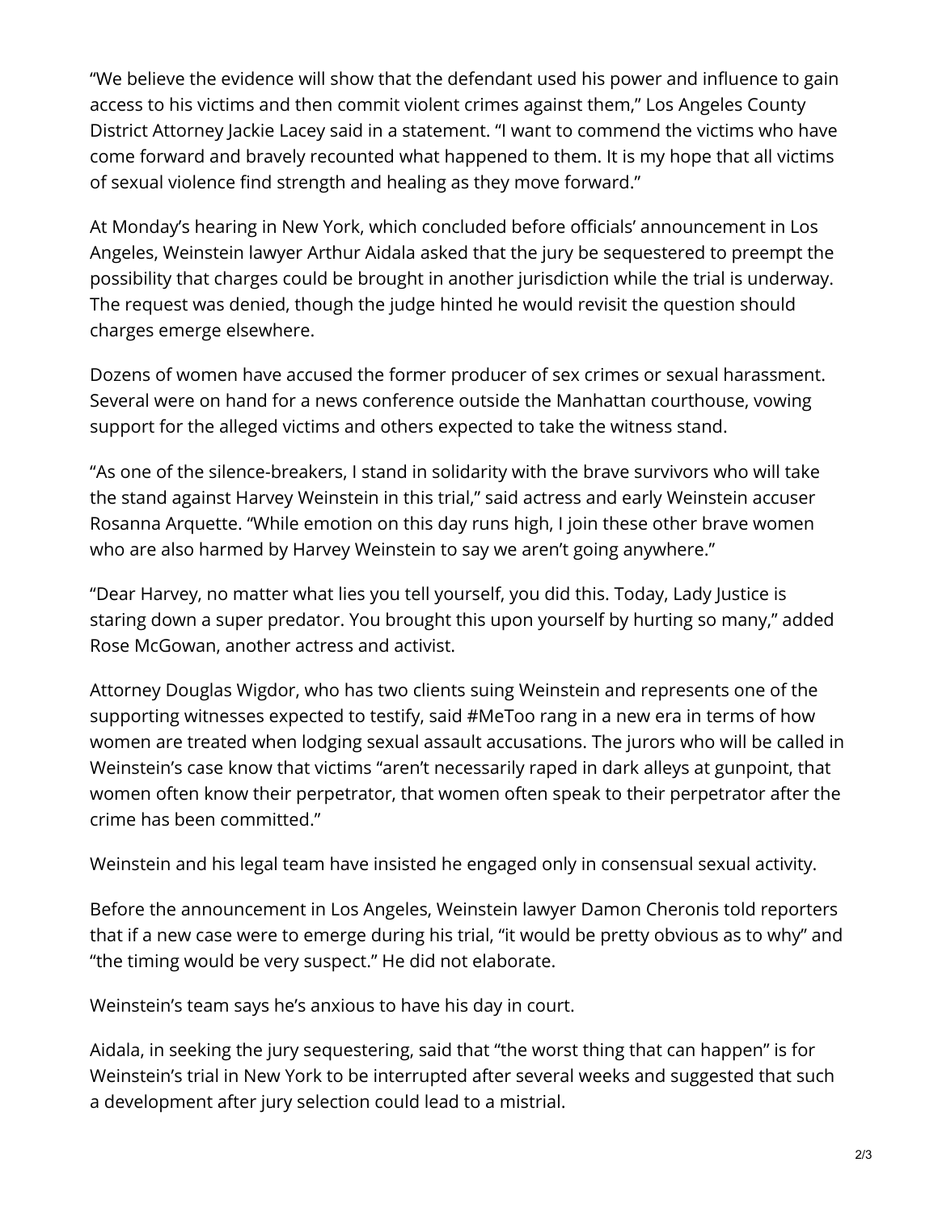“We believe the evidence will show that the defendant used his power and influence to gain access to his victims and then commit violent crimes against them,” Los Angeles County District Attorney Jackie Lacey said in a statement. “I want to commend the victims who have come forward and bravely recounted what happened to them. It is my hope that all victims of sexual violence find strength and healing as they move forward.”

At Monday’s hearing in New York, which concluded before officials’ announcement in Los Angeles, Weinstein lawyer Arthur Aidala asked that the jury be sequestered to preempt the possibility that charges could be brought in another jurisdiction while the trial is underway. The request was denied, though the judge hinted he would revisit the question should charges emerge elsewhere.

Dozens of women have accused the former producer of sex crimes or sexual harassment. Several were on hand for a news conference outside the Manhattan courthouse, vowing support for the alleged victims and others expected to take the witness stand.

“As one of the silence-breakers, I stand in solidarity with the brave survivors who will take the stand against Harvey Weinstein in this trial,” said actress and early Weinstein accuser Rosanna Arquette. “While emotion on this day runs high, I join these other brave women who are also harmed by Harvey Weinstein to say we aren’t going anywhere.”

“Dear Harvey, no matter what lies you tell yourself, you did this. Today, Lady Justice is staring down a super predator. You brought this upon yourself by hurting so many,” added Rose McGowan, another actress and activist.

Attorney Douglas Wigdor, who has two clients suing Weinstein and represents one of the supporting witnesses expected to testify, said #MeToo rang in a new era in terms of how women are treated when lodging sexual assault accusations. The jurors who will be called in Weinstein’s case know that victims “aren’t necessarily raped in dark alleys at gunpoint, that women often know their perpetrator, that women often speak to their perpetrator after the crime has been committed.”

Weinstein and his legal team have insisted he engaged only in consensual sexual activity.

Before the announcement in Los Angeles, Weinstein lawyer Damon Cheronis told reporters that if a new case were to emerge during his trial, “it would be pretty obvious as to why” and “the timing would be very suspect.” He did not elaborate.

Weinstein’s team says he’s anxious to have his day in court.

Aidala, in seeking the jury sequestering, said that “the worst thing that can happen” is for Weinstein’s trial in New York to be interrupted after several weeks and suggested that such a development after jury selection could lead to a mistrial.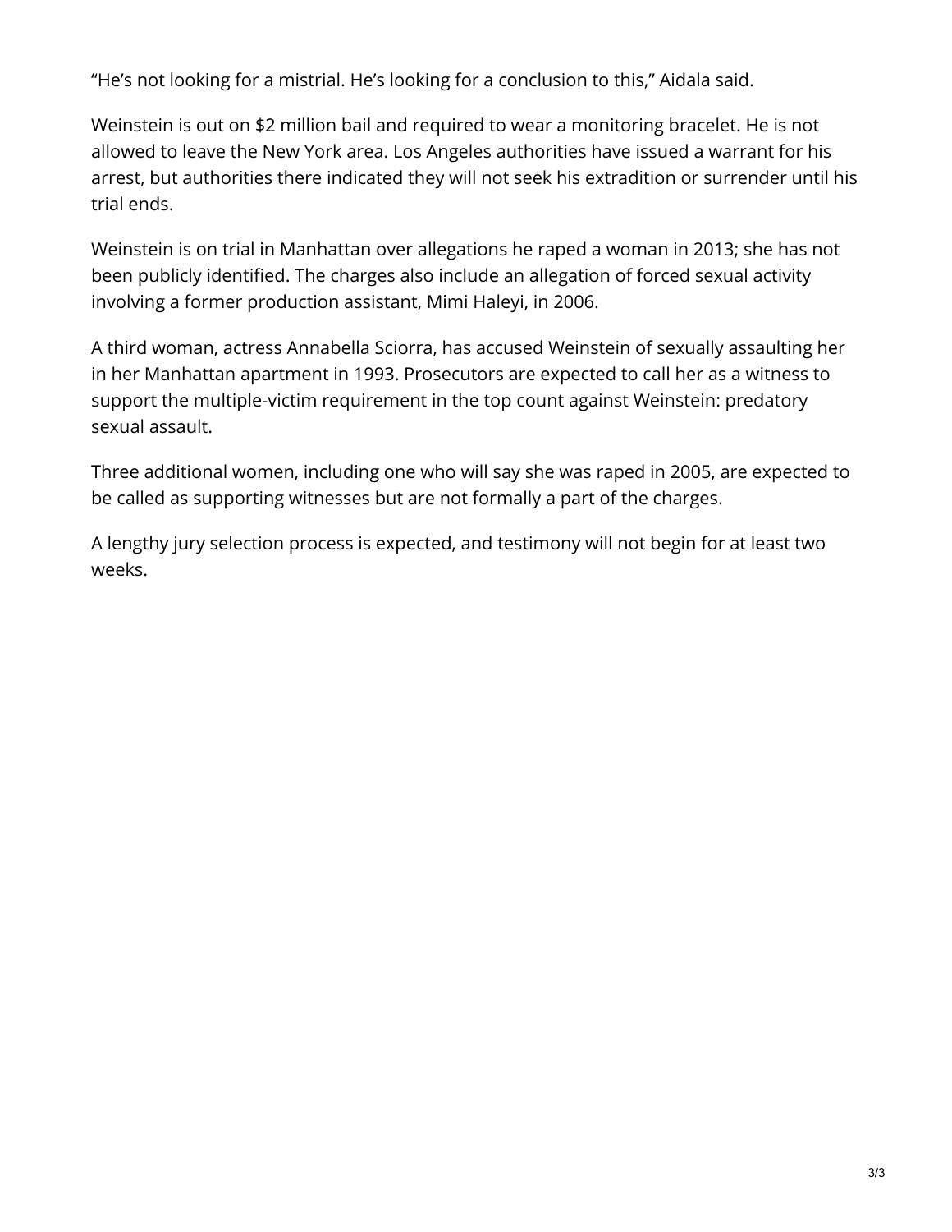"He's not looking for a mistrial. He's looking for a conclusion to this," Aidala said.

Weinstein is out on $2 million bail and required to wear a monitoring bracelet. He is not allowed to leave the New York area. Los Angeles authorities have issued a warrant for his arrest, but authorities there indicated they will not seek his extradition or surrender until his trial ends.

Weinstein is on trial in Manhattan over allegations he raped a woman in 2013; she has not been publicly identified. The charges also include an allegation of forced sexual activity involving a former production assistant, Mimi Haleyi, in 2006.

A third woman, actress Annabella Sciorra, has accused Weinstein of sexually assaulting her in her Manhattan apartment in 1993. Prosecutors are expected to call her as a witness to support the multiple-victim requirement in the top count against Weinstein: predatory sexual assault.

Three additional women, including one who will say she was raped in 2005, are expected to be called as supporting witnesses but are not formally a part of the charges.

A lengthy jury selection process is expected, and testimony will not begin for at least two weeks.